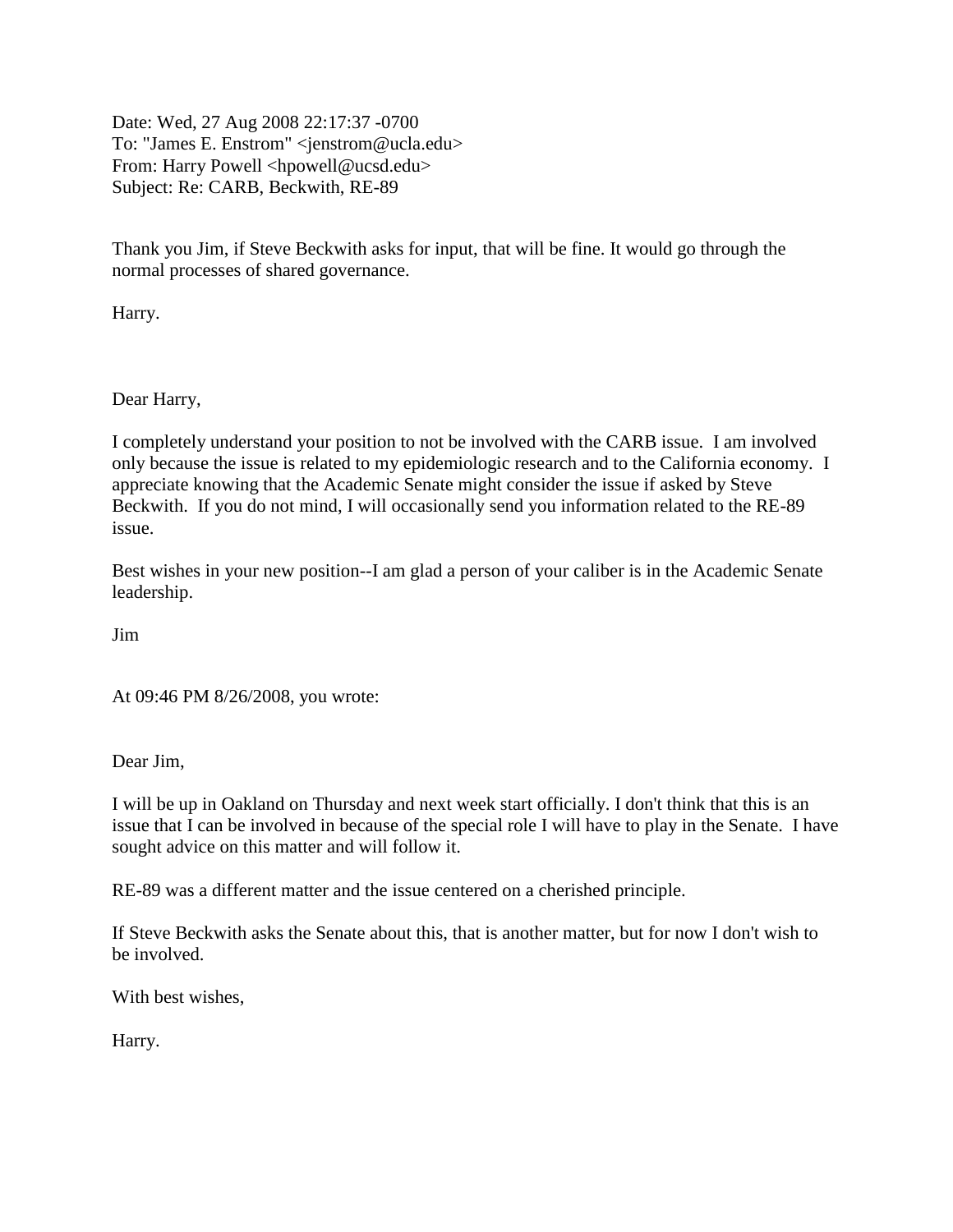Date: Wed, 27 Aug 2008 22:17:37 -0700
To: "James E. Enstrom" <jenstrom@ucla.edu>
From: Harry Powell <hpowell@ucsd.edu>
Subject: Re: CARB, Beckwith, RE-89

Thank you Jim, if Steve Beckwith asks for input, that will be fine. It would go through the normal processes of shared governance.

Harry.

Dear Harry,

I completely understand your position to not be involved with the CARB issue. I am involved only because the issue is related to my epidemiologic research and to the California economy. I appreciate knowing that the Academic Senate might consider the issue if asked by Steve Beckwith. If you do not mind, I will occasionally send you information related to the RE-89 issue.

Best wishes in your new position--I am glad a person of your caliber is in the Academic Senate leadership.

Jim

At 09:46 PM 8/26/2008, you wrote:

Dear Jim,

I will be up in Oakland on Thursday and next week start officially. I don't think that this is an issue that I can be involved in because of the special role I will have to play in the Senate. I have sought advice on this matter and will follow it.

RE-89 was a different matter and the issue centered on a cherished principle.

If Steve Beckwith asks the Senate about this, that is another matter, but for now I don't wish to be involved.

With best wishes,

Harry.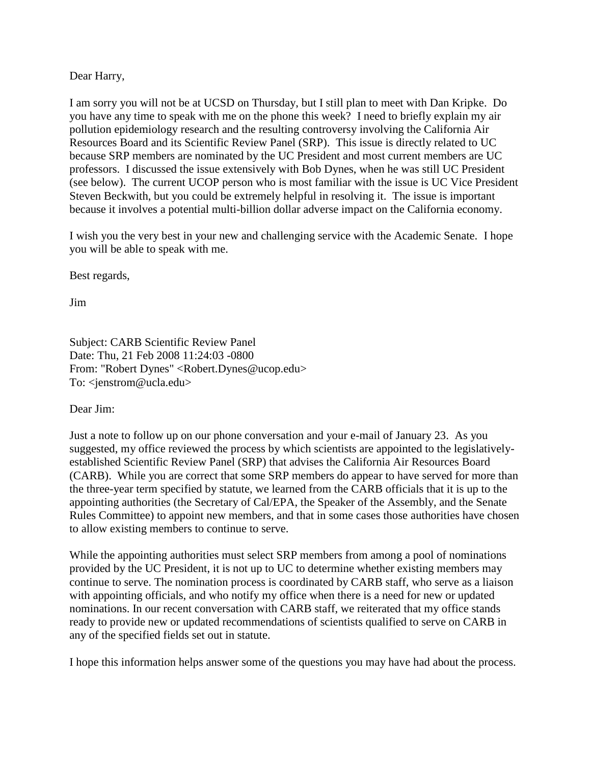Dear Harry,

I am sorry you will not be at UCSD on Thursday, but I still plan to meet with Dan Kripke. Do you have any time to speak with me on the phone this week? I need to briefly explain my air pollution epidemiology research and the resulting controversy involving the California Air Resources Board and its Scientific Review Panel (SRP). This issue is directly related to UC because SRP members are nominated by the UC President and most current members are UC professors. I discussed the issue extensively with Bob Dynes, when he was still UC President (see below). The current UCOP person who is most familiar with the issue is UC Vice President Steven Beckwith, but you could be extremely helpful in resolving it. The issue is important because it involves a potential multi-billion dollar adverse impact on the California economy.

I wish you the very best in your new and challenging service with the Academic Senate. I hope you will be able to speak with me.

Best regards,

Jim

Subject: CARB Scientific Review Panel
Date: Thu, 21 Feb 2008 11:24:03 -0800
From: "Robert Dynes" <Robert.Dynes@ucop.edu>
To: <jenstrom@ucla.edu>

Dear Jim:

Just a note to follow up on our phone conversation and your e-mail of January 23. As you suggested, my office reviewed the process by which scientists are appointed to the legislatively-established Scientific Review Panel (SRP) that advises the California Air Resources Board (CARB). While you are correct that some SRP members do appear to have served for more than the three-year term specified by statute, we learned from the CARB officials that it is up to the appointing authorities (the Secretary of Cal/EPA, the Speaker of the Assembly, and the Senate Rules Committee) to appoint new members, and that in some cases those authorities have chosen to allow existing members to continue to serve.

While the appointing authorities must select SRP members from among a pool of nominations provided by the UC President, it is not up to UC to determine whether existing members may continue to serve. The nomination process is coordinated by CARB staff, who serve as a liaison with appointing officials, and who notify my office when there is a need for new or updated nominations. In our recent conversation with CARB staff, we reiterated that my office stands ready to provide new or updated recommendations of scientists qualified to serve on CARB in any of the specified fields set out in statute.

I hope this information helps answer some of the questions you may have had about the process.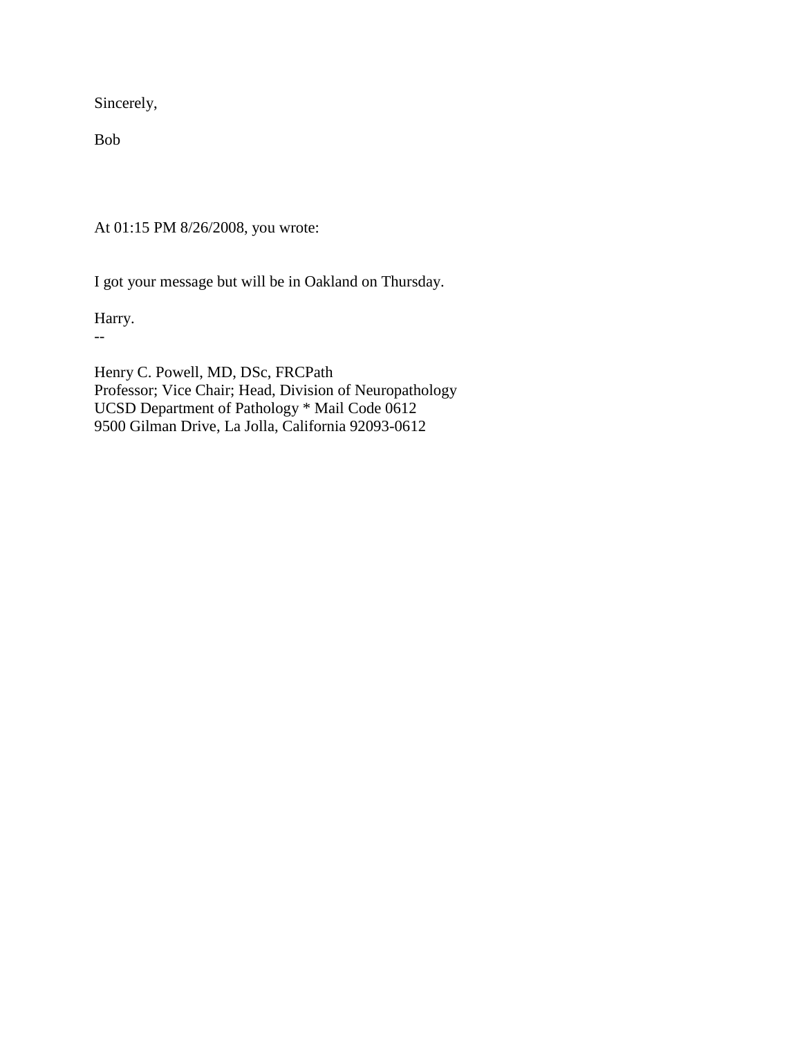Sincerely,

Bob

At 01:15 PM 8/26/2008, you wrote:

I got your message but will be in Oakland on Thursday.

Harry.
--

Henry C. Powell, MD, DSc, FRCPath
Professor; Vice Chair; Head, Division of Neuropathology
UCSD Department of Pathology * Mail Code 0612
9500 Gilman Drive, La Jolla, California 92093-0612